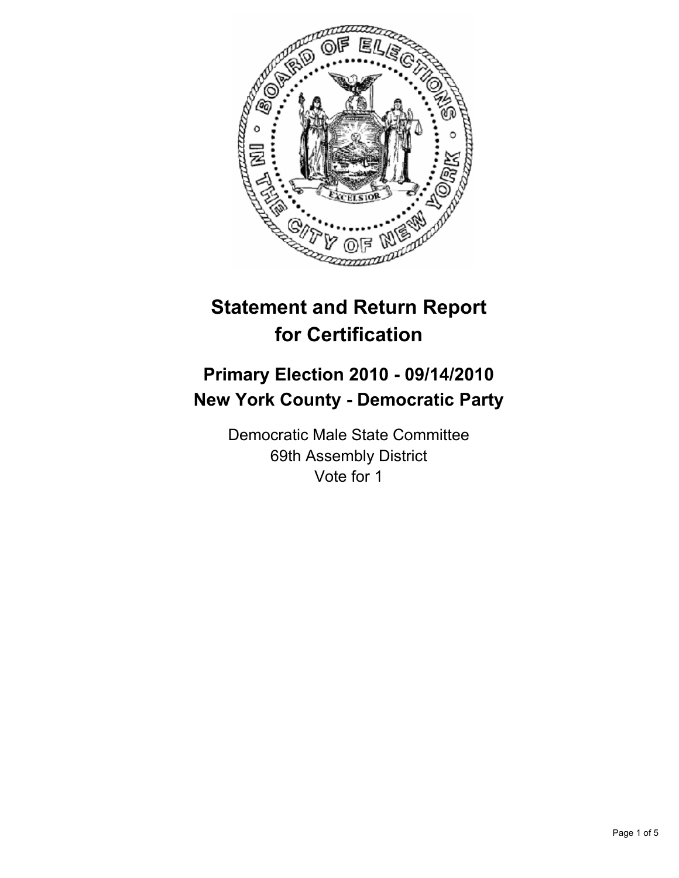# Statement and Return Report for Certification

## Primary Election 2010 - 09/14/2010
## New York County - Democratic Party

Democratic Male State Committee
69th Assembly District
Vote for 1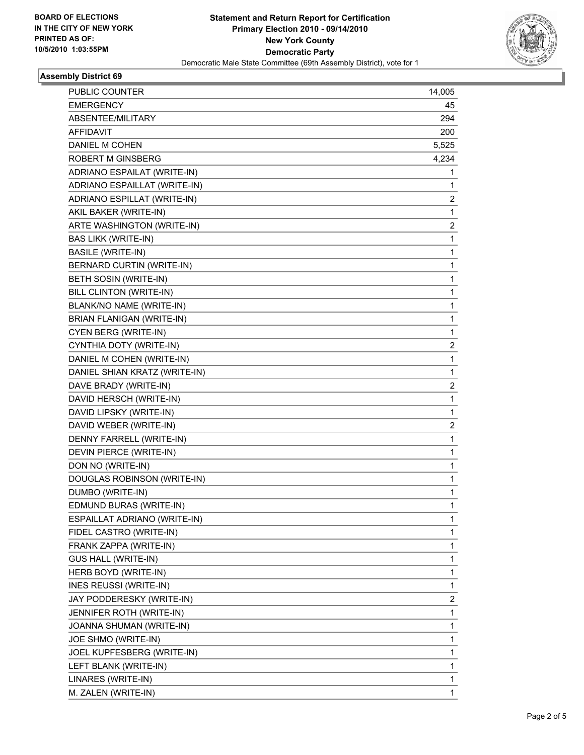**BOARD OF ELECTIONS IN THE CITY OF NEW YORK PRINTED AS OF: 10/5/2010 1:03:55PM**

# Statement and Return Report for Certification
## Primary Election 2010 - 09/14/2010
## New York County
## Democratic Party
Democratic Male State Committee (69th Assembly District), vote for 1

### Assembly District 69

| | |
|---|---|
| PUBLIC COUNTER | 14,005 |
| EMERGENCY | 45 |
| ABSENTEE/MILITARY | 294 |
| AFFIDAVIT | 200 |
| DANIEL M COHEN | 5,525 |
| ROBERT M GINSBERG | 4,234 |
| ADRIANO ESPAILAT (WRITE-IN) | 1 |
| ADRIANO ESPAILLAT (WRITE-IN) | 1 |
| ADRIANO ESPILLAT (WRITE-IN) | 2 |
| AKIL BAKER (WRITE-IN) | 1 |
| ARTE WASHINGTON (WRITE-IN) | 2 |
| BAS LIKK (WRITE-IN) | 1 |
| BASILE (WRITE-IN) | 1 |
| BERNARD CURTIN (WRITE-IN) | 1 |
| BETH SOSIN (WRITE-IN) | 1 |
| BILL CLINTON (WRITE-IN) | 1 |
| BLANK/NO NAME (WRITE-IN) | 1 |
| BRIAN FLANIGAN (WRITE-IN) | 1 |
| CYEN BERG (WRITE-IN) | 1 |
| CYNTHIA DOTY (WRITE-IN) | 2 |
| DANIEL M COHEN (WRITE-IN) | 1 |
| DANIEL SHIAN KRATZ (WRITE-IN) | 1 |
| DAVE BRADY (WRITE-IN) | 2 |
| DAVID HERSCH (WRITE-IN) | 1 |
| DAVID LIPSKY (WRITE-IN) | 1 |
| DAVID WEBER (WRITE-IN) | 2 |
| DENNY FARRELL (WRITE-IN) | 1 |
| DEVIN PIERCE (WRITE-IN) | 1 |
| DON NO (WRITE-IN) | 1 |
| DOUGLAS ROBINSON (WRITE-IN) | 1 |
| DUMBO (WRITE-IN) | 1 |
| EDMUND BURAS (WRITE-IN) | 1 |
| ESPAILLAT ADRIANO (WRITE-IN) | 1 |
| FIDEL CASTRO (WRITE-IN) | 1 |
| FRANK ZAPPA (WRITE-IN) | 1 |
| GUS HALL (WRITE-IN) | 1 |
| HERB BOYD (WRITE-IN) | 1 |
| INES REUSSI (WRITE-IN) | 1 |
| JAY PODDERESKY (WRITE-IN) | 2 |
| JENNIFER ROTH (WRITE-IN) | 1 |
| JOANNA SHUMAN (WRITE-IN) | 1 |
| JOE SHMO (WRITE-IN) | 1 |
| JOEL KUPFESBERG (WRITE-IN) | 1 |
| LEFT BLANK (WRITE-IN) | 1 |
| LINARES (WRITE-IN) | 1 |
| M. ZALEN (WRITE-IN) | 1 |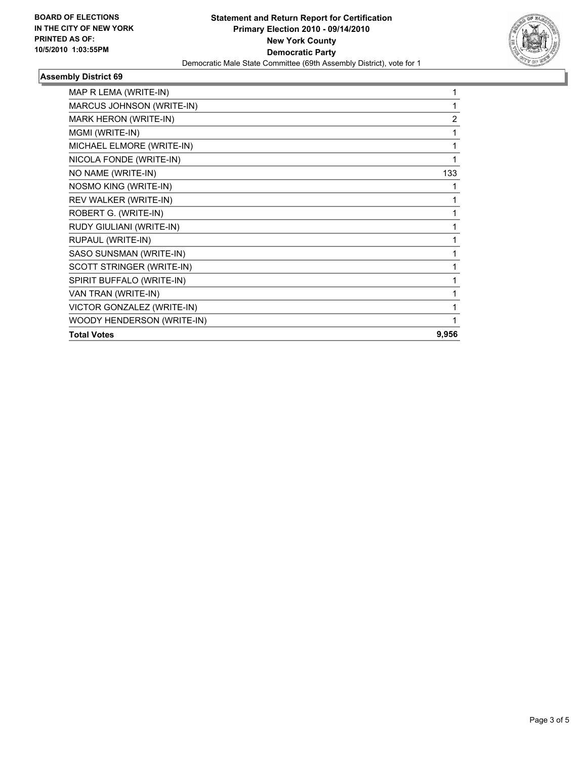**BOARD OF ELECTIONS IN THE CITY OF NEW YORK PRINTED AS OF: 10/5/2010 1:03:55PM**

**Statement and Return Report for Certification**
**Primary Election 2010 - 09/14/2010**
**New York County**
**Democratic Party**
Democratic Male State Committee (69th Assembly District), vote for 1

### Assembly District 69

| | |
|---|---|
| MAP R LEMA (WRITE-IN) | 1 |
| MARCUS JOHNSON (WRITE-IN) | 1 |
| MARK HERON (WRITE-IN) | 2 |
| MGMI (WRITE-IN) | 1 |
| MICHAEL ELMORE (WRITE-IN) | 1 |
| NICOLA FONDE (WRITE-IN) | 1 |
| NO NAME (WRITE-IN) | 133 |
| NOSMO KING (WRITE-IN) | 1 |
| REV WALKER (WRITE-IN) | 1 |
| ROBERT G. (WRITE-IN) | 1 |
| RUDY GIULIANI (WRITE-IN) | 1 |
| RUPAUL (WRITE-IN) | 1 |
| SASO SUNSMAN (WRITE-IN) | 1 |
| SCOTT STRINGER (WRITE-IN) | 1 |
| SPIRIT BUFFALO (WRITE-IN) | 1 |
| VAN TRAN (WRITE-IN) | 1 |
| VICTOR GONZALEZ (WRITE-IN) | 1 |
| WOODY HENDERSON (WRITE-IN) | 1 |
| **Total Votes** | **9,956** |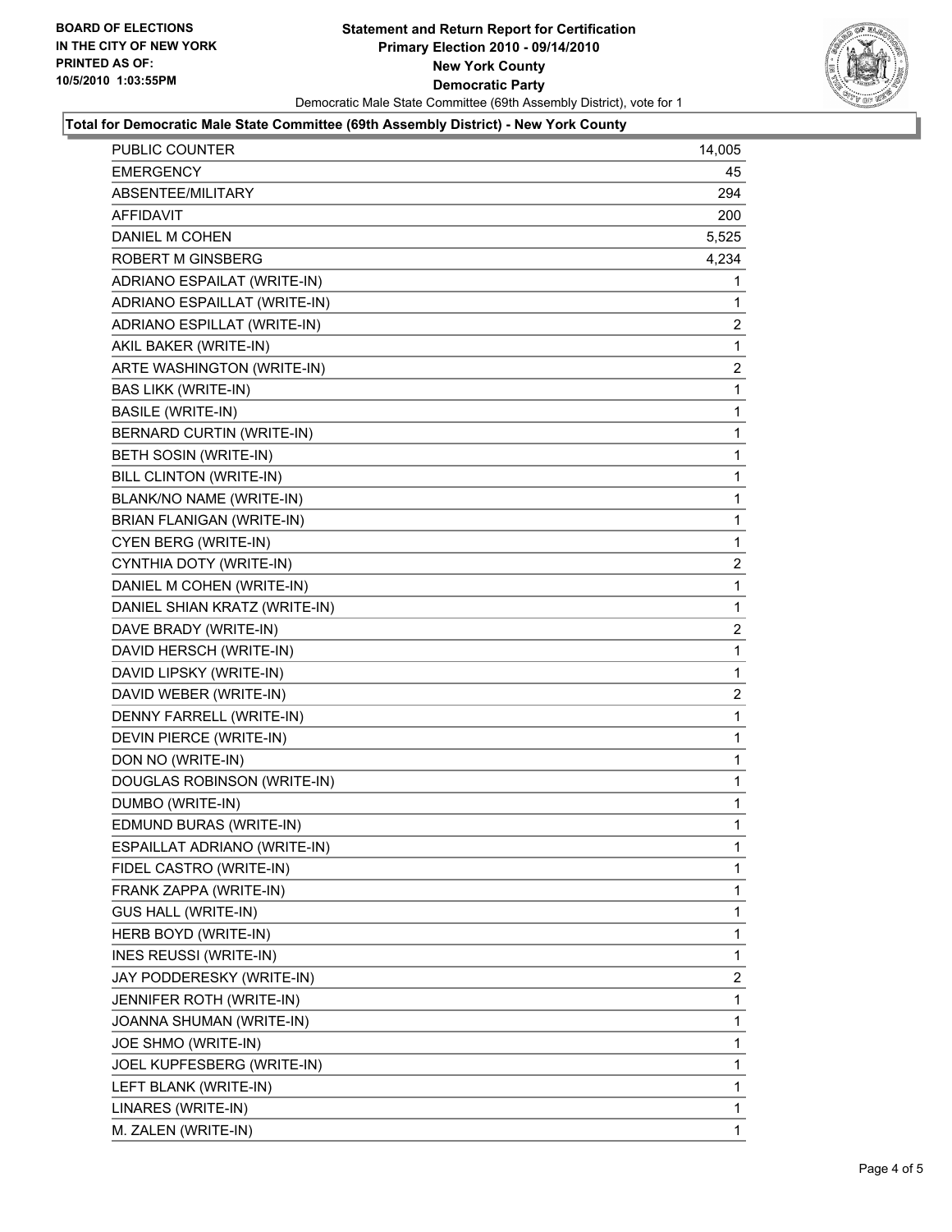**BOARD OF ELECTIONS IN THE CITY OF NEW YORK**
**PRINTED AS OF: 10/5/2010 1:03:55PM**

# Statement and Return Report for Certification
## Primary Election 2010 - 09/14/2010
## New York County
## Democratic Party

Democratic Male State Committee (69th Assembly District), vote for 1

**Total for Democratic Male State Committee (69th Assembly District) - New York County**

| | |
|---|---|
| PUBLIC COUNTER | 14,005 |
| EMERGENCY | 45 |
| ABSENTEE/MILITARY | 294 |
| AFFIDAVIT | 200 |
| DANIEL M COHEN | 5,525 |
| ROBERT M GINSBERG | 4,234 |
| ADRIANO ESPAILAT (WRITE-IN) | 1 |
| ADRIANO ESPAILLAT (WRITE-IN) | 1 |
| ADRIANO ESPILLAT (WRITE-IN) | 2 |
| AKIL BAKER (WRITE-IN) | 1 |
| ARTE WASHINGTON (WRITE-IN) | 2 |
| BAS LIKK (WRITE-IN) | 1 |
| BASILE (WRITE-IN) | 1 |
| BERNARD CURTIN (WRITE-IN) | 1 |
| BETH SOSIN (WRITE-IN) | 1 |
| BILL CLINTON (WRITE-IN) | 1 |
| BLANK/NO NAME (WRITE-IN) | 1 |
| BRIAN FLANIGAN (WRITE-IN) | 1 |
| CYEN BERG (WRITE-IN) | 1 |
| CYNTHIA DOTY (WRITE-IN) | 2 |
| DANIEL M COHEN (WRITE-IN) | 1 |
| DANIEL SHIAN KRATZ (WRITE-IN) | 1 |
| DAVE BRADY (WRITE-IN) | 2 |
| DAVID HERSCH (WRITE-IN) | 1 |
| DAVID LIPSKY (WRITE-IN) | 1 |
| DAVID WEBER (WRITE-IN) | 2 |
| DENNY FARRELL (WRITE-IN) | 1 |
| DEVIN PIERCE (WRITE-IN) | 1 |
| DON NO (WRITE-IN) | 1 |
| DOUGLAS ROBINSON (WRITE-IN) | 1 |
| DUMBO (WRITE-IN) | 1 |
| EDMUND BURAS (WRITE-IN) | 1 |
| ESPAILLAT ADRIANO (WRITE-IN) | 1 |
| FIDEL CASTRO (WRITE-IN) | 1 |
| FRANK ZAPPA (WRITE-IN) | 1 |
| GUS HALL (WRITE-IN) | 1 |
| HERB BOYD (WRITE-IN) | 1 |
| INES REUSSI (WRITE-IN) | 1 |
| JAY PODDERESKY (WRITE-IN) | 2 |
| JENNIFER ROTH (WRITE-IN) | 1 |
| JOANNA SHUMAN (WRITE-IN) | 1 |
| JOE SHMO (WRITE-IN) | 1 |
| JOEL KUPFESBERG (WRITE-IN) | 1 |
| LEFT BLANK (WRITE-IN) | 1 |
| LINARES (WRITE-IN) | 1 |
| M. ZALEN (WRITE-IN) | 1 |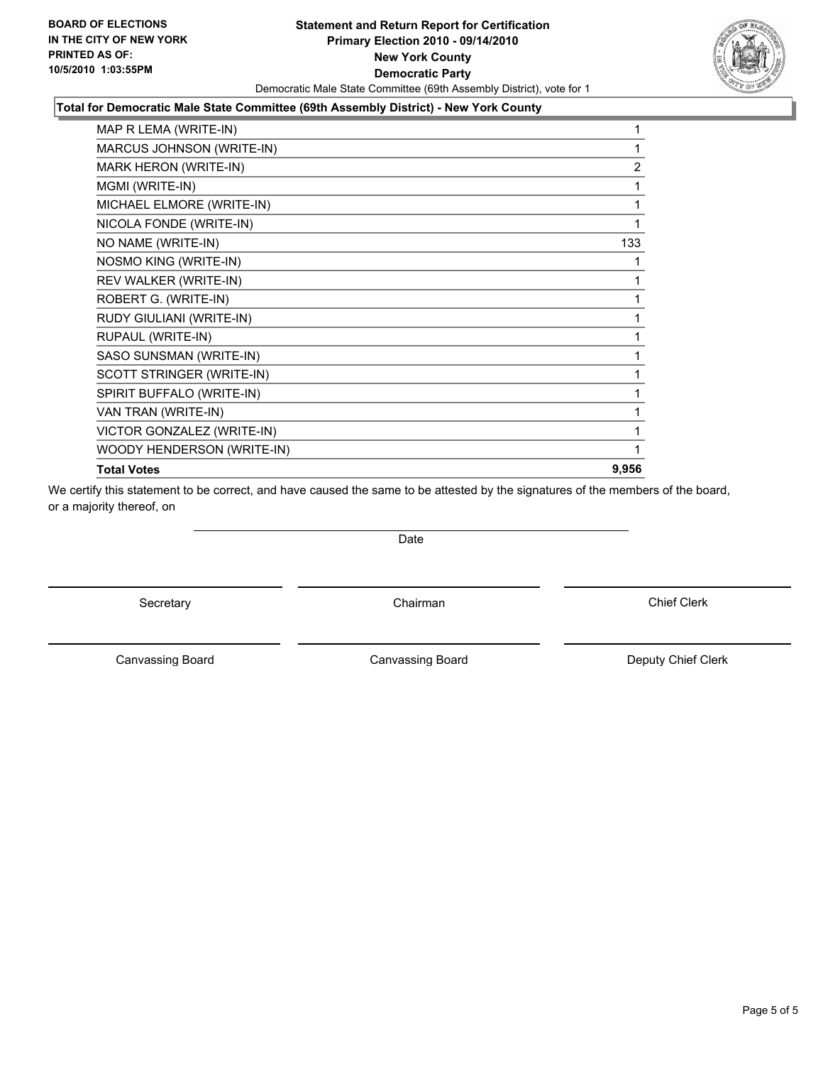**BOARD OF ELECTIONS IN THE CITY OF NEW YORK PRINTED AS OF: 10/5/2010 1:03:55PM**

**Statement and Return Report for Certification**
**Primary Election 2010 - 09/14/2010**
**New York County**
**Democratic Party**
Democratic Male State Committee (69th Assembly District), vote for 1

### Total for Democratic Male State Committee (69th Assembly District) - New York County

| | |
|---|---|
| MAP R LEMA (WRITE-IN) | 1 |
| MARCUS JOHNSON (WRITE-IN) | 1 |
| MARK HERON (WRITE-IN) | 2 |
| MGMI (WRITE-IN) | 1 |
| MICHAEL ELMORE (WRITE-IN) | 1 |
| NICOLA FONDE (WRITE-IN) | 1 |
| NO NAME (WRITE-IN) | 133 |
| NOSMO KING (WRITE-IN) | 1 |
| REV WALKER (WRITE-IN) | 1 |
| ROBERT G. (WRITE-IN) | 1 |
| RUDY GIULIANI (WRITE-IN) | 1 |
| RUPAUL (WRITE-IN) | 1 |
| SASO SUNSMAN (WRITE-IN) | 1 |
| SCOTT STRINGER (WRITE-IN) | 1 |
| SPIRIT BUFFALO (WRITE-IN) | 1 |
| VAN TRAN (WRITE-IN) | 1 |
| VICTOR GONZALEZ (WRITE-IN) | 1 |
| WOODY HENDERSON (WRITE-IN) | 1 |
| **Total Votes** | **9,956** |

We certify this statement to be correct, and have caused the same to be attested by the signatures of the members of the board, or a majority thereof, on

Date

Secretary

Chairman

Chief Clerk

Canvassing Board

Canvassing Board

Deputy Chief Clerk